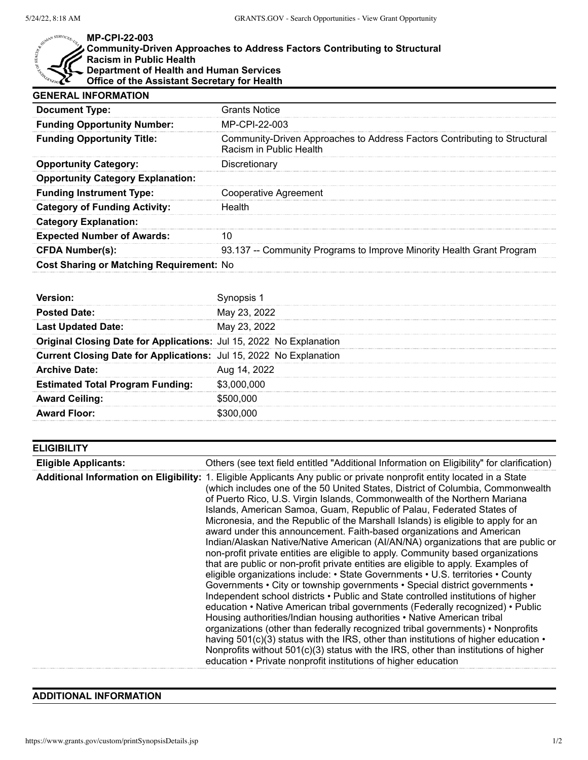**MP-CPI-22-003**
**Community-Driven Approaches to Address Factors Contributing to Structural Racism in Public Health**
**Department of Health and Human Services**
**Office of the Assistant Secretary for Health**

## GENERAL INFORMATION

| | |
|---|---|
| **Document Type:** | Grants Notice |
| **Funding Opportunity Number:** | MP-CPI-22-003 |
| **Funding Opportunity Title:** | Community-Driven Approaches to Address Factors Contributing to Structural Racism in Public Health |
| **Opportunity Category:** | Discretionary |
| **Opportunity Category Explanation:** | |
| **Funding Instrument Type:** | Cooperative Agreement |
| **Category of Funding Activity:** | Health |
| **Category Explanation:** | |
| **Expected Number of Awards:** | 10 |
| **CFDA Number(s):** | 93.137 -- Community Programs to Improve Minority Health Grant Program |
| **Cost Sharing or Matching Requirement:** | No |

| | |
|---|---|
| **Version:** | Synopsis 1 |
| **Posted Date:** | May 23, 2022 |
| **Last Updated Date:** | May 23, 2022 |
| **Original Closing Date for Applications:** | Jul 15, 2022 No Explanation |
| **Current Closing Date for Applications:** | Jul 15, 2022 No Explanation |
| **Archive Date:** | Aug 14, 2022 |
| **Estimated Total Program Funding:** | $3,000,000 |
| **Award Ceiling:** | $500,000 |
| **Award Floor:** | $300,000 |

## ELIGIBILITY

| | |
|---|---|
| **Eligible Applicants:** | Others (see text field entitled "Additional Information on Eligibility" for clarification) |
| **Additional Information on Eligibility:** | 1. Eligible Applicants Any public or private nonprofit entity located in a State (which includes one of the 50 United States, District of Columbia, Commonwealth of Puerto Rico, U.S. Virgin Islands, Commonwealth of the Northern Mariana Islands, American Samoa, Guam, Republic of Palau, Federated States of Micronesia, and the Republic of the Marshall Islands) is eligible to apply for an award under this announcement. Faith-based organizations and American Indian/Alaskan Native/Native American (AI/AN/NA) organizations that are public or non-profit private entities are eligible to apply. Community based organizations that are public or non-profit private entities are eligible to apply. Examples of eligible organizations include: • State Governments • U.S. territories • County Governments • City or township governments • Special district governments • Independent school districts • Public and State controlled institutions of higher education • Native American tribal governments (Federally recognized) • Public Housing authorities/Indian housing authorities • Native American tribal organizations (other than federally recognized tribal governments) • Nonprofits having 501(c)(3) status with the IRS, other than institutions of higher education • Nonprofits without 501(c)(3) status with the IRS, other than institutions of higher education • Private nonprofit institutions of higher education |

## ADDITIONAL INFORMATION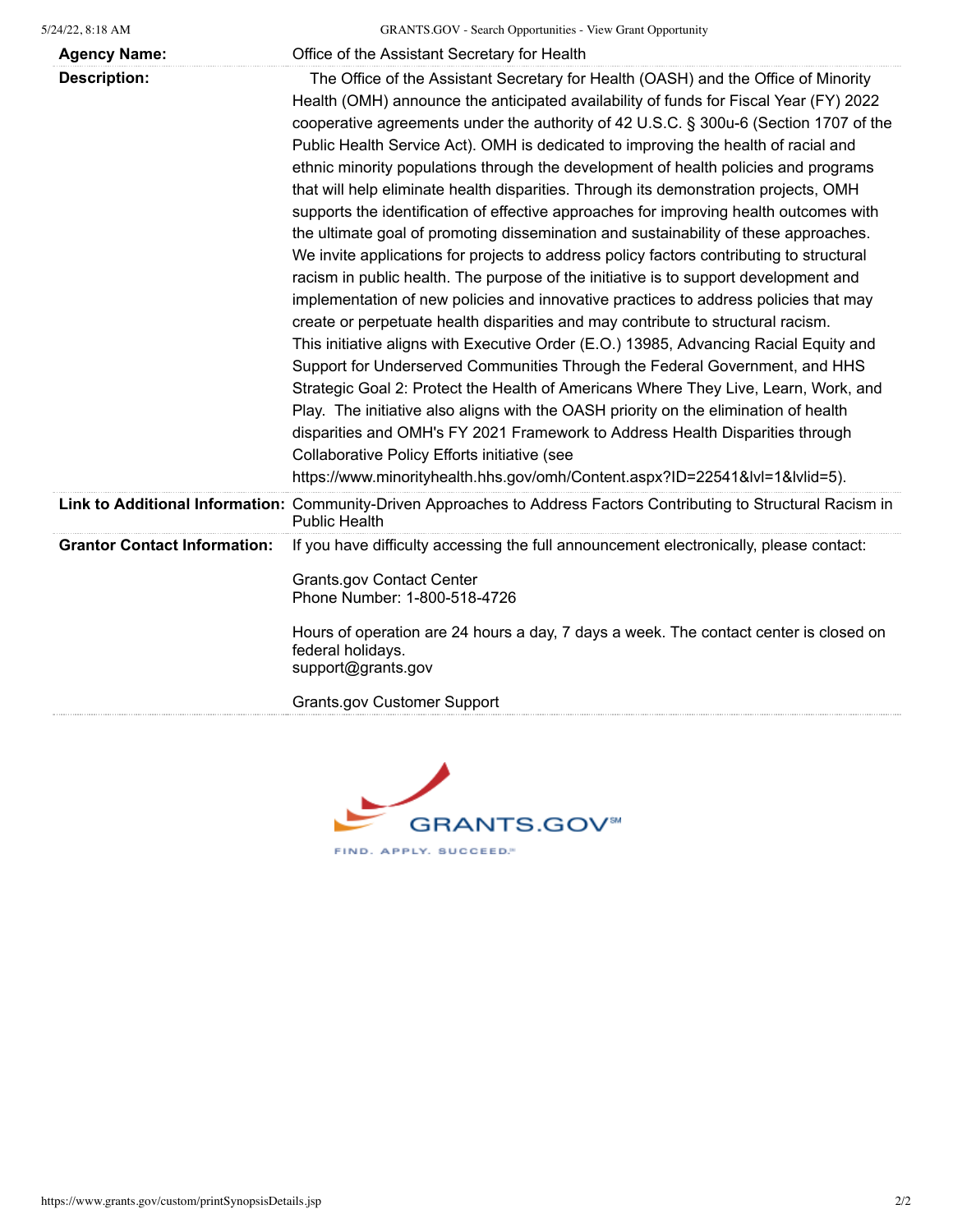| | |
|---|---|
| **Agency Name:** | Office of the Assistant Secretary for Health |
| **Description:** | The Office of the Assistant Secretary for Health (OASH) and the Office of Minority Health (OMH) announce the anticipated availability of funds for Fiscal Year (FY) 2022 cooperative agreements under the authority of 42 U.S.C. § 300u-6 (Section 1707 of the Public Health Service Act). OMH is dedicated to improving the health of racial and ethnic minority populations through the development of health policies and programs that will help eliminate health disparities. Through its demonstration projects, OMH supports the identification of effective approaches for improving health outcomes with the ultimate goal of promoting dissemination and sustainability of these approaches. We invite applications for projects to address policy factors contributing to structural racism in public health. The purpose of the initiative is to support development and implementation of new policies and innovative practices to address policies that may create or perpetuate health disparities and may contribute to structural racism. This initiative aligns with Executive Order (E.O.) 13985, Advancing Racial Equity and Support for Underserved Communities Through the Federal Government, and HHS Strategic Goal 2: Protect the Health of Americans Where They Live, Learn, Work, and Play. The initiative also aligns with the OASH priority on the elimination of health disparities and OMH's FY 2021 Framework to Address Health Disparities through Collaborative Policy Efforts initiative (see https://www.minorityhealth.hhs.gov/omh/Content.aspx?ID=22541&lvl=1&lvlid=5). |
| **Link to Additional Information:** | Community-Driven Approaches to Address Factors Contributing to Structural Racism in Public Health |
| **Grantor Contact Information:** | If you have difficulty accessing the full announcement electronically, please contact:<br><br>Grants.gov Contact Center<br>Phone Number: 1-800-518-4726<br><br>Hours of operation are 24 hours a day, 7 days a week. The contact center is closed on federal holidays.<br>support@grants.gov<br><br>Grants.gov Customer Support |

GRANTS.GOV℠

FIND. APPLY. SUCCEED.℠